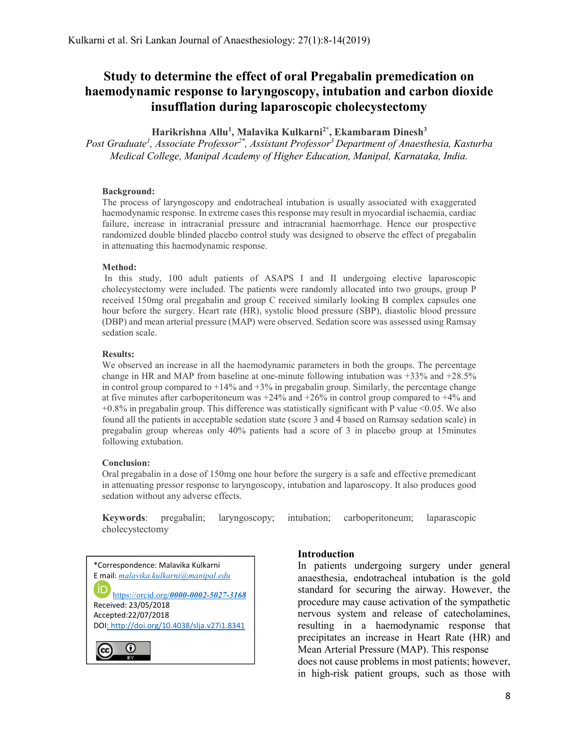# Study to determine the effect of oral Pregabalin premedication on haemodynamic response to laryngoscopy, intubation and carbon dioxide insufflation during laparoscopic cholecystectomy

**Harikrishna Allu[1], Malavika Kulkarni[2*], Ekambaram Dinesh[3]**

*Post Graduate[1], Associate Professor[2*], Assistant Professor[3] Department of Anaesthesia, Kasturba Medical College, Manipal Academy of Higher Education, Manipal, Karnataka, India.*

### Background:

The process of laryngoscopy and endotracheal intubation is usually associated with exaggerated haemodynamic response. In extreme cases this response may result in myocardial ischaemia, cardiac failure, increase in intracranial pressure and intracranial haemorrhage. Hence our prospective randomized double blinded placebo control study was designed to observe the effect of pregabalin in attenuating this haemodynamic response.

### Method:

In this study, 100 adult patients of ASAPS I and II undergoing elective laparoscopic cholecystectomy were included. The patients were randomly allocated into two groups, group P received 150mg oral pregabalin and group C received similarly looking B complex capsules one hour before the surgery. Heart rate (HR), systolic blood pressure (SBP), diastolic blood pressure (DBP) and mean arterial pressure (MAP) were observed. Sedation score was assessed using Ramsay sedation scale.

### Results:

We observed an increase in all the haemodynamic parameters in both the groups. The percentage change in HR and MAP from baseline at one-minute following intubation was +33% and +28.5% in control group compared to +14% and +3% in pregabalin group. Similarly, the percentage change at five minutes after carboperitoneum was +24% and +26% in control group compared to +4% and +0.8% in pregabalin group. This difference was statistically significant with P value <0.05. We also found all the patients in acceptable sedation state (score 3 and 4 based on Ramsay sedation scale) in pregabalin group whereas only 40% patients had a score of 3 in placebo group at 15minutes following extubation.

### Conclusion:

Oral pregabalin in a dose of 150mg one hour before the surgery is a safe and effective premedicant in attenuating pressor response to laryngoscopy, intubation and laparoscopy. It also produces good sedation without any adverse effects.

**Keywords**: pregabalin; laryngoscopy; intubation; carboperitoneum; laparascopic cholecystectomy

*Correspondence: Malavika Kulkarni
E mail: *malavika.kulkarni@manipal.edu*
https://orcid.org/0000-0002-5027-3168
Received: 23/05/2018
Accepted:22/07/2018
DOI: http://doi.org/10.4038/slja.v27i1.8341

## Introduction

In patients undergoing surgery under general anaesthesia, endotracheal intubation is the gold standard for securing the airway. However, the procedure may cause activation of the sympathetic nervous system and release of catecholamines, resulting in a haemodynamic response that precipitates an increase in Heart Rate (HR) and Mean Arterial Pressure (MAP). This response does not cause problems in most patients; however, in high-risk patient groups, such as those with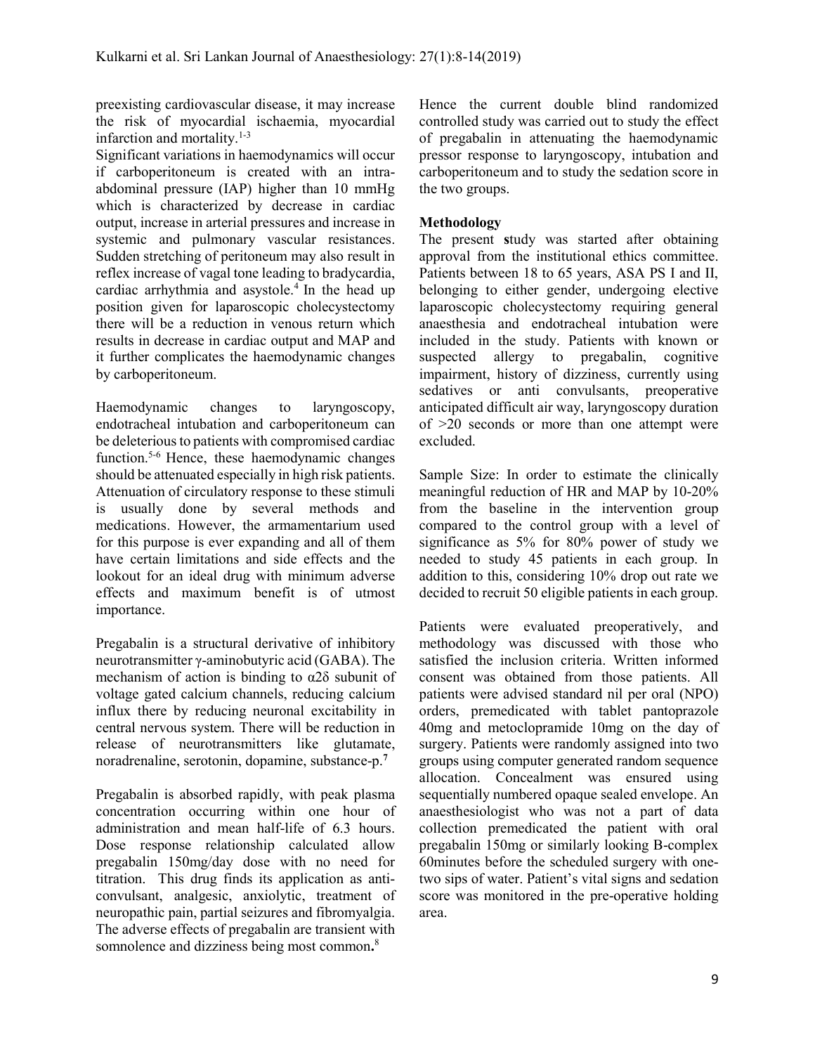preexisting cardiovascular disease, it may increase the risk of myocardial ischaemia, myocardial infarction and mortality.[1-3]

Significant variations in haemodynamics will occur if carboperitoneum is created with an intra-abdominal pressure (IAP) higher than 10 mmHg which is characterized by decrease in cardiac output, increase in arterial pressures and increase in systemic and pulmonary vascular resistances. Sudden stretching of peritoneum may also result in reflex increase of vagal tone leading to bradycardia, cardiac arrhythmia and asystole.[4] In the head up position given for laparoscopic cholecystectomy there will be a reduction in venous return which results in decrease in cardiac output and MAP and it further complicates the haemodynamic changes by carboperitoneum.

Haemodynamic changes to laryngoscopy, endotracheal intubation and carboperitoneum can be deleterious to patients with compromised cardiac function.[5-6] Hence, these haemodynamic changes should be attenuated especially in high risk patients. Attenuation of circulatory response to these stimuli is usually done by several methods and medications. However, the armamentarium used for this purpose is ever expanding and all of them have certain limitations and side effects and the lookout for an ideal drug with minimum adverse effects and maximum benefit is of utmost importance.

Pregabalin is a structural derivative of inhibitory neurotransmitter γ-aminobutyric acid (GABA). The mechanism of action is binding to α2δ subunit of voltage gated calcium channels, reducing calcium influx there by reducing neuronal excitability in central nervous system. There will be reduction in release of neurotransmitters like glutamate, noradrenaline, serotonin, dopamine, substance-p.[7]

Pregabalin is absorbed rapidly, with peak plasma concentration occurring within one hour of administration and mean half-life of 6.3 hours. Dose response relationship calculated allow pregabalin 150mg/day dose with no need for titration. This drug finds its application as anti-convulsant, analgesic, anxiolytic, treatment of neuropathic pain, partial seizures and fibromyalgia. The adverse effects of pregabalin are transient with somnolence and dizziness being most common.[8]

Hence the current double blind randomized controlled study was carried out to study the effect of pregabalin in attenuating the haemodynamic pressor response to laryngoscopy, intubation and carboperitoneum and to study the sedation score in the two groups.

## Methodology

The present **s**tudy was started after obtaining approval from the institutional ethics committee. Patients between 18 to 65 years, ASA PS I and II, belonging to either gender, undergoing elective laparoscopic cholecystectomy requiring general anaesthesia and endotracheal intubation were included in the study. Patients with known or suspected allergy to pregabalin, cognitive impairment, history of dizziness, currently using sedatives or anti convulsants, preoperative anticipated difficult air way, laryngoscopy duration of >20 seconds or more than one attempt were excluded.

Sample Size: In order to estimate the clinically meaningful reduction of HR and MAP by 10-20% from the baseline in the intervention group compared to the control group with a level of significance as 5% for 80% power of study we needed to study 45 patients in each group. In addition to this, considering 10% drop out rate we decided to recruit 50 eligible patients in each group.

Patients were evaluated preoperatively, and methodology was discussed with those who satisfied the inclusion criteria. Written informed consent was obtained from those patients. All patients were advised standard nil per oral (NPO) orders, premedicated with tablet pantoprazole 40mg and metoclopramide 10mg on the day of surgery. Patients were randomly assigned into two groups using computer generated random sequence allocation. Concealment was ensured using sequentially numbered opaque sealed envelope. An anaesthesiologist who was not a part of data collection premedicated the patient with oral pregabalin 150mg or similarly looking B-complex 60minutes before the scheduled surgery with one-two sips of water. Patient's vital signs and sedation score was monitored in the pre-operative holding area.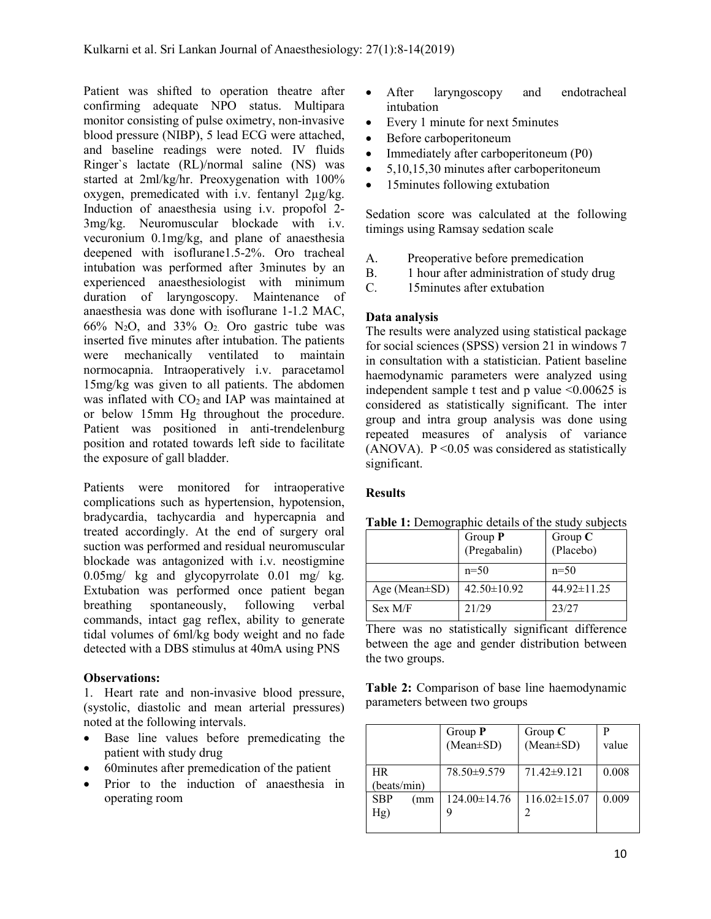Patient was shifted to operation theatre after confirming adequate NPO status. Multipara monitor consisting of pulse oximetry, non-invasive blood pressure (NIBP), 5 lead ECG were attached, and baseline readings were noted. IV fluids Ringer`s lactate (RL)/normal saline (NS) was started at 2ml/kg/hr. Preoxygenation with 100% oxygen, premedicated with i.v. fentanyl 2µg/kg. Induction of anaesthesia using i.v. propofol 2-3mg/kg. Neuromuscular blockade with i.v. vecuronium 0.1mg/kg, and plane of anaesthesia deepened with isoflurane1.5-2%. Oro tracheal intubation was performed after 3minutes by an experienced anaesthesiologist with minimum duration of laryngoscopy. Maintenance of anaesthesia was done with isoflurane 1-1.2 MAC, 66% $N_2O$, and 33% $O_2$. Oro gastric tube was inserted five minutes after intubation. The patients were mechanically ventilated to maintain normocapnia. Intraoperatively i.v. paracetamol 15mg/kg was given to all patients. The abdomen was inflated with $CO_2$ and IAP was maintained at or below 15mm Hg throughout the procedure. Patient was positioned in anti-trendelenburg position and rotated towards left side to facilitate the exposure of gall bladder.

Patients were monitored for intraoperative complications such as hypertension, hypotension, bradycardia, tachycardia and hypercapnia and treated accordingly. At the end of surgery oral suction was performed and residual neuromuscular blockade was antagonized with i.v. neostigmine 0.05mg/ kg and glycopyrrolate 0.01 mg/ kg. Extubation was performed once patient began breathing spontaneously, following verbal commands, intact gag reflex, ability to generate tidal volumes of 6ml/kg body weight and no fade detected with a DBS stimulus at 40mA using PNS

**Observations:**

1. Heart rate and non-invasive blood pressure, (systolic, diastolic and mean arterial pressures) noted at the following intervals.

- Base line values before premedicating the patient with study drug
- 60minutes after premedication of the patient
- Prior to the induction of anaesthesia in operating room
- After laryngoscopy and endotracheal intubation
- Every 1 minute for next 5minutes
- Before carboperitoneum
- Immediately after carboperitoneum (P0)
- 5,10,15,30 minutes after carboperitoneum
- 15minutes following extubation

Sedation score was calculated at the following timings using Ramsay sedation scale

A. Preoperative before premedication
B. 1 hour after administration of study drug
C. 15minutes after extubation

**Data analysis**

The results were analyzed using statistical package for social sciences (SPSS) version 21 in windows 7 in consultation with a statistician. Patient baseline haemodynamic parameters were analyzed using independent sample t test and p value $<0.00625$ is considered as statistically significant. The inter group and intra group analysis was done using repeated measures of analysis of variance (ANOVA). $P < 0.05$ was considered as statistically significant.

## Results

**Table 1:** Demographic details of the study subjects

| | Group **P** (Pregabalin) | Group **C** (Placebo) |
|---|---|---|
| | n=50 | n=50 |
| Age (Mean±SD) | 42.50±10.92 | 44.92±11.25 |
| Sex M/F | 21/29 | 23/27 |

There was no statistically significant difference between the age and gender distribution between the two groups.

**Table 2:** Comparison of base line haemodynamic parameters between two groups

| | Group **P** (Mean±SD) | Group **C** (Mean±SD) | P value |
|---|---|---|---|
| HR (beats/min) | 78.50±9.579 | 71.42±9.121 | 0.008 |
| SBP (mm Hg) | 124.00±14.769 | 116.02±15.072 | 0.009 |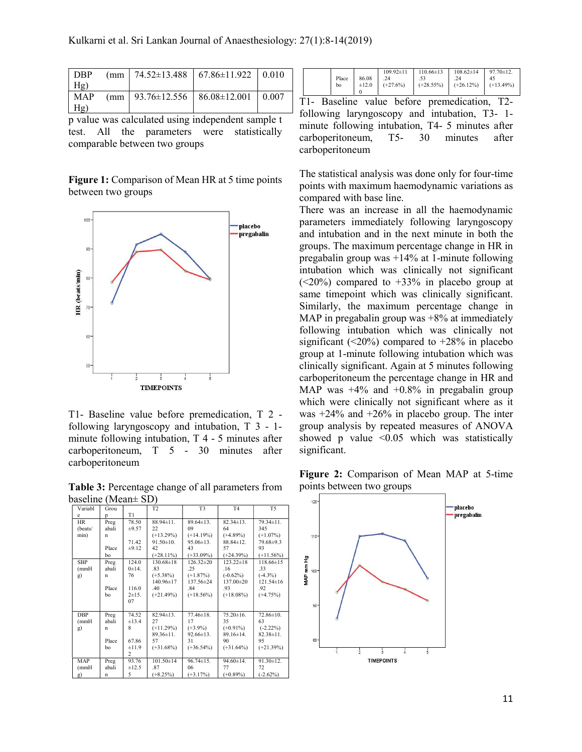| DBP (mm Hg) | 74.52±13.488 | 67.86±11.922 | 0.010 |
|---|---|---|---|
| MAP (mm Hg) | 93.76±12.556 | 86.08±12.001 | 0.007 |

p value was calculated using independent sample t test. All the parameters were statistically comparable between two groups

**Figure 1:** Comparison of Mean HR at 5 time points between two groups

T1- Baseline value before premedication, T 2 - following laryngoscopy and intubation, T 3 - 1-minute following intubation, T 4 - 5 minutes after carboperitoneum, T 5 - 30 minutes after carboperitoneum

**Table 3:** Percentage change of all parameters from baseline (Mean± SD)

| Variable | Group | T1 | T2 | T3 | T4 | T5 |
|---|---|---|---|---|---|---|
| HR (beats/min) | Pregabalin | 78.50±9.57 | 88.94±11.22 (+13.29%) | 89.64±13.09 (+14.19%) | 82.34±13.64 (+4.89%) | 79.34±11.345 (+1.07%) |
| | Placebo | 71.42±9.12 | 91.50±10.42 (+28.11%) | 95.06±13.43 (+33.09%) | 88.84±12.57 (+24.39%) | 79.68±9.393 (+11.56%) |
| SBP (mmHg) | Pregabalin | 124.00±14.76 | 130.68±18.83 (+5.38%) | 126.32±20.25 (+1.87%) | 123.22±18.16 (-0.62%) | 118.66±15.33 (-4.3%) |
| | Placebo | 116.02±15.07 | 140.96±17.40 (+21.49%) | 137.56±24.84 (+18.56%) | 137.00±20.93 (+18.08%) | 121.54±16.92 (+4.75%) |
| DBP (mmHg) | Pregabalin | 74.52±13.48 | 82.94±13.27 (+11.29%) | 77.46±18.17 (+3.9%) | 75.20±16.35 (+0.91%) | 72.86±10.63 (-2.22%) |
| | Placebo | 67.86±11.92 | 89.36±11.57 (+31.68%) | 92.66±13.31 (+36.54%) | 89.16±14.90 (+31.64%) | 82.38±11.95 (+21.39%) |
| MAP (mmHg) | Pregabalin | 93.76±12.55 | 101.50±14.87 (+8.25%) | 96.74±15.06 (+3.17%) | 94.60±14.77 (+0.89%) | 91.30±12.72 (-2.62%) |
| | Placebo | 86.08±12.00 | 109.92±11.24 (+27.6%) | 110.66±13.53 (+28.55%) | 108.62±14.24 (+26.12%) | 97.70±12.45 (+13.49%) |

T1- Baseline value before premedication, T2- following laryngoscopy and intubation, T3- 1-minute following intubation, T4- 5 minutes after carboperitoneum, T5- 30 minutes after carboperitoneum

The statistical analysis was done only for four-time points with maximum haemodynamic variations as compared with base line.

There was an increase in all the haemodynamic parameters immediately following laryngoscopy and intubation and in the next minute in both the groups. The maximum percentage change in HR in pregabalin group was +14% at 1-minute following intubation which was clinically not significant (<20%) compared to +33% in placebo group at same timepoint which was clinically significant. Similarly, the maximum percentage change in MAP in pregabalin group was +8% at immediately following intubation which was clinically not significant (<20%) compared to +28% in placebo group at 1-minute following intubation which was clinically significant. Again at 5 minutes following carboperitoneum the percentage change in HR and MAP was +4% and +0.8% in pregabalin group which were clinically not significant where as it was +24% and +26% in placebo group. The inter group analysis by repeated measures of ANOVA showed p value <0.05 which was statistically significant.

**Figure 2:** Comparison of Mean MAP at 5-time points between two groups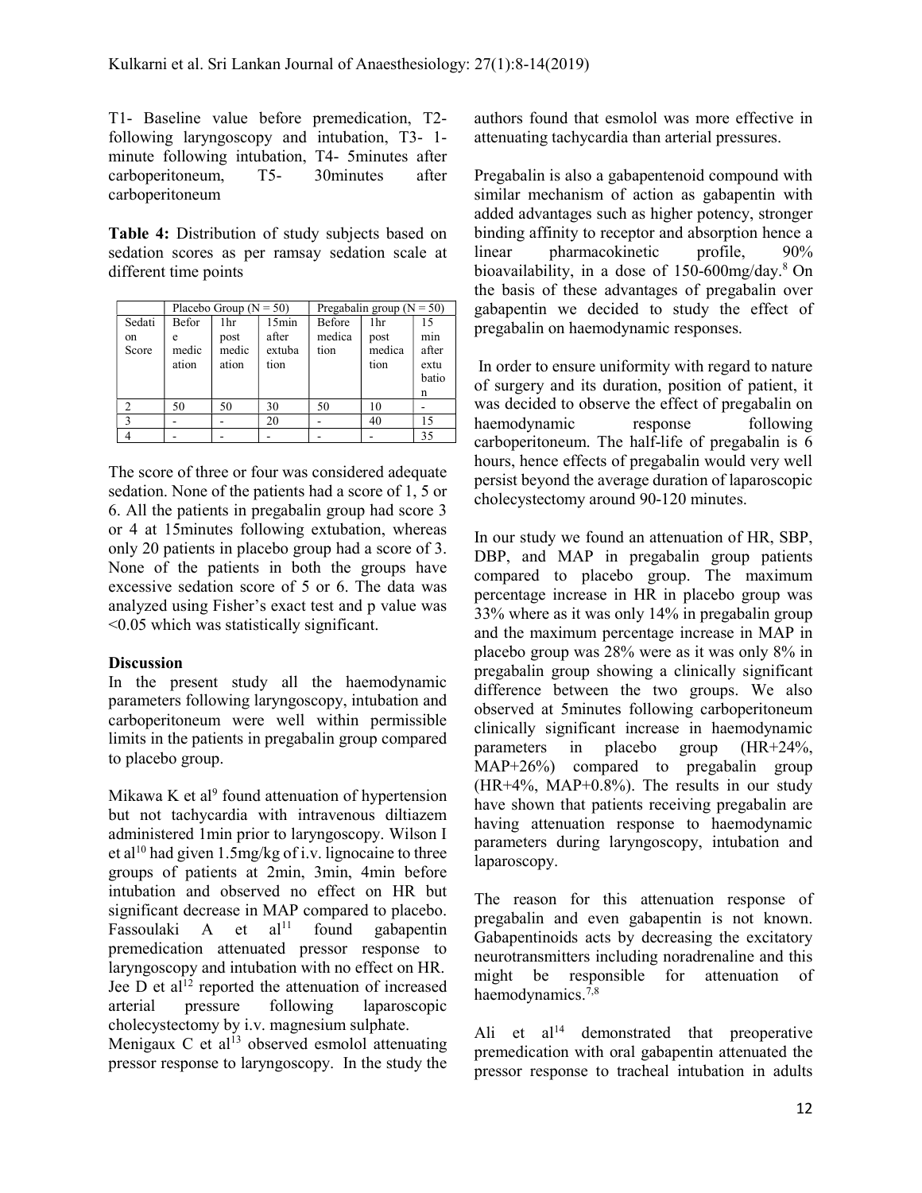T1- Baseline value before premedication, T2- following laryngoscopy and intubation, T3- 1-minute following intubation, T4- 5minutes after carboperitoneum, T5- 30minutes after carboperitoneum

**Table 4:** Distribution of study subjects based on sedation scores as per ramsay sedation scale at different time points

| Sedation Score | Placebo Group (N = 50) | | | Pregabalin group (N = 50) | | |
|---|---|---|---|---|---|---|
| | Before medication | 1hr post medication | 15min after extubation | Before medication | 1hr post medication | 15 min after extubation |
| 2 | 50 | 50 | 30 | 50 | 10 | - |
| 3 | - | - | 20 | - | 40 | 15 |
| 4 | - | - | - | - | - | 35 |

The score of three or four was considered adequate sedation. None of the patients had a score of 1, 5 or 6. All the patients in pregabalin group had score 3 or 4 at 15minutes following extubation, whereas only 20 patients in placebo group had a score of 3. None of the patients in both the groups have excessive sedation score of 5 or 6. The data was analyzed using Fisher's exact test and p value was <0.05 which was statistically significant.

## Discussion

In the present study all the haemodynamic parameters following laryngoscopy, intubation and carboperitoneum were well within permissible limits in the patients in pregabalin group compared to placebo group.

Mikawa K et al[9] found attenuation of hypertension but not tachycardia with intravenous diltiazem administered 1min prior to laryngoscopy. Wilson I et al[10] had given 1.5mg/kg of i.v. lignocaine to three groups of patients at 2min, 3min, 4min before intubation and observed no effect on HR but significant decrease in MAP compared to placebo. Fassoulaki A et al[11] found gabapentin premedication attenuated pressor response to laryngoscopy and intubation with no effect on HR. Jee D et al[12] reported the attenuation of increased arterial pressure following laparoscopic cholecystectomy by i.v. magnesium sulphate. Menigaux C et al[13] observed esmolol attenuating pressor response to laryngoscopy. In the study the authors found that esmolol was more effective in attenuating tachycardia than arterial pressures.

Pregabalin is also a gabapentenoid compound with similar mechanism of action as gabapentin with added advantages such as higher potency, stronger binding affinity to receptor and absorption hence a linear pharmacokinetic profile, 90% bioavailability, in a dose of 150-600mg/day.[8] On the basis of these advantages of pregabalin over gabapentin we decided to study the effect of pregabalin on haemodynamic responses.

In order to ensure uniformity with regard to nature of surgery and its duration, position of patient, it was decided to observe the effect of pregabalin on haemodynamic response following carboperitoneum. The half-life of pregabalin is 6 hours, hence effects of pregabalin would very well persist beyond the average duration of laparoscopic cholecystectomy around 90-120 minutes.

In our study we found an attenuation of HR, SBP, DBP, and MAP in pregabalin group patients compared to placebo group. The maximum percentage increase in HR in placebo group was 33% where as it was only 14% in pregabalin group and the maximum percentage increase in MAP in placebo group was 28% were as it was only 8% in pregabalin group showing a clinically significant difference between the two groups. We also observed at 5minutes following carboperitoneum clinically significant increase in haemodynamic parameters in placebo group (HR+24%, MAP+26%) compared to pregabalin group (HR+4%, MAP+0.8%). The results in our study have shown that patients receiving pregabalin are having attenuation response to haemodynamic parameters during laryngoscopy, intubation and laparoscopy.

The reason for this attenuation response of pregabalin and even gabapentin is not known. Gabapentinoids acts by decreasing the excitatory neurotransmitters including noradrenaline and this might be responsible for attenuation of haemodynamics.[7,8]

Ali et al[14] demonstrated that preoperative premedication with oral gabapentin attenuated the pressor response to tracheal intubation in adults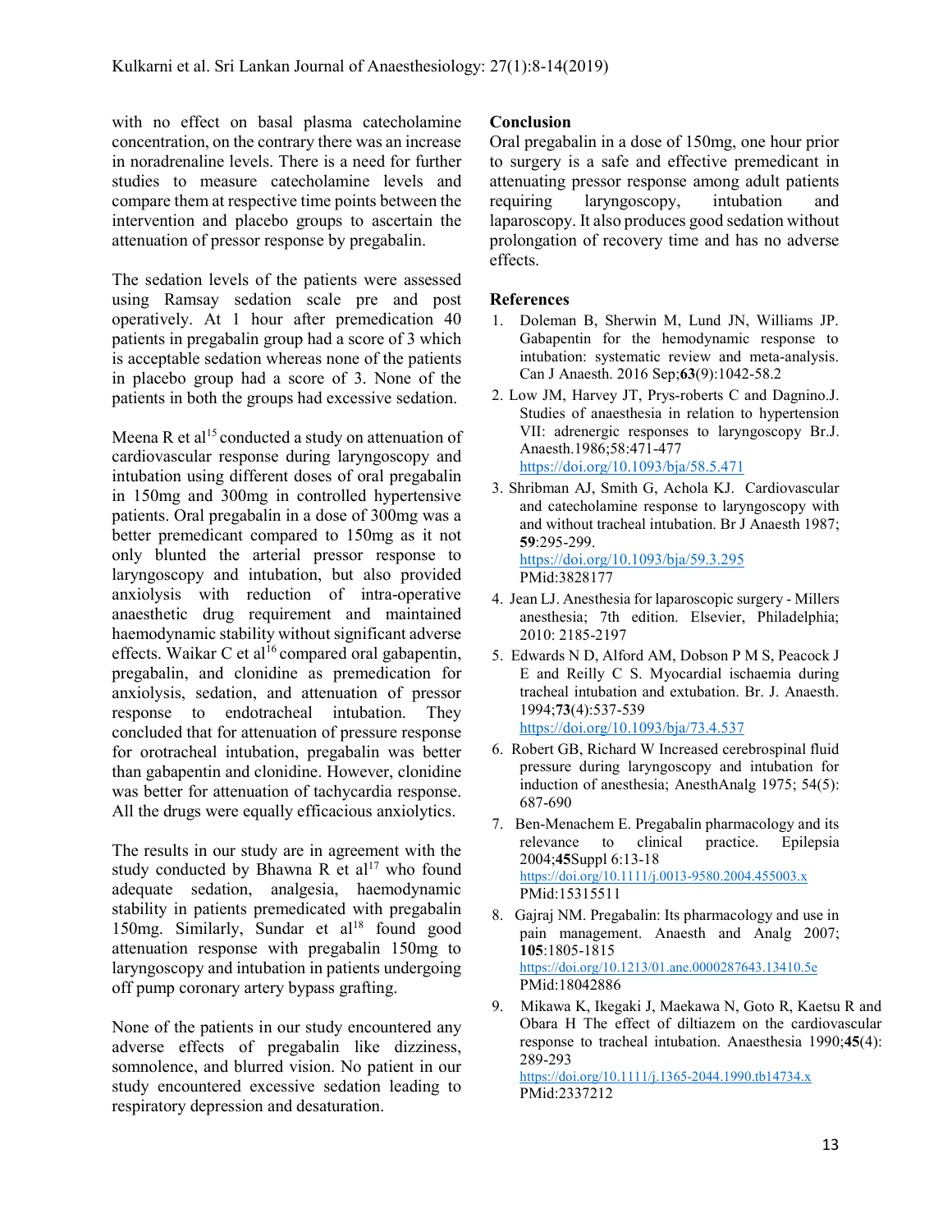with no effect on basal plasma catecholamine concentration, on the contrary there was an increase in noradrenaline levels. There is a need for further studies to measure catecholamine levels and compare them at respective time points between the intervention and placebo groups to ascertain the attenuation of pressor response by pregabalin.

The sedation levels of the patients were assessed using Ramsay sedation scale pre and post operatively. At 1 hour after premedication 40 patients in pregabalin group had a score of 3 which is acceptable sedation whereas none of the patients in placebo group had a score of 3. None of the patients in both the groups had excessive sedation.

Meena R et al[15] conducted a study on attenuation of cardiovascular response during laryngoscopy and intubation using different doses of oral pregabalin in 150mg and 300mg in controlled hypertensive patients. Oral pregabalin in a dose of 300mg was a better premedicant compared to 150mg as it not only blunted the arterial pressor response to laryngoscopy and intubation, but also provided anxiolysis with reduction of intra-operative anaesthetic drug requirement and maintained haemodynamic stability without significant adverse effects. Waikar C et al[16] compared oral gabapentin, pregabalin, and clonidine as premedication for anxiolysis, sedation, and attenuation of pressor response to endotracheal intubation. They concluded that for attenuation of pressure response for orotracheal intubation, pregabalin was better than gabapentin and clonidine. However, clonidine was better for attenuation of tachycardia response. All the drugs were equally efficacious anxiolytics.

The results in our study are in agreement with the study conducted by Bhawna R et al[17] who found adequate sedation, analgesia, haemodynamic stability in patients premedicated with pregabalin 150mg. Similarly, Sundar et al[18] found good attenuation response with pregabalin 150mg to laryngoscopy and intubation in patients undergoing off pump coronary artery bypass grafting.

None of the patients in our study encountered any adverse effects of pregabalin like dizziness, somnolence, and blurred vision. No patient in our study encountered excessive sedation leading to respiratory depression and desaturation.

## Conclusion

Oral pregabalin in a dose of 150mg, one hour prior to surgery is a safe and effective premedicant in attenuating pressor response among adult patients requiring laryngoscopy, intubation and laparoscopy. It also produces good sedation without prolongation of recovery time and has no adverse effects.

## References

1. Doleman B, Sherwin M, Lund JN, Williams JP. Gabapentin for the hemodynamic response to intubation: systematic review and meta-analysis. Can J Anaesth. 2016 Sep;**63**(9):1042-58.2
2. Low JM, Harvey JT, Prys-roberts C and Dagnino.J. Studies of anaesthesia in relation to hypertension VII: adrenergic responses to laryngoscopy Br.J. Anaesth.1986;58:471-477 https://doi.org/10.1093/bja/58.5.471
3. Shribman AJ, Smith G, Achola KJ. Cardiovascular and catecholamine response to laryngoscopy with and without tracheal intubation. Br J Anaesth 1987; **59**:295-299. https://doi.org/10.1093/bja/59.3.295 PMid:3828177
4. Jean LJ. Anesthesia for laparoscopic surgery - Millers anesthesia; 7th edition. Elsevier, Philadelphia; 2010: 2185-2197
5. Edwards N D, Alford AM, Dobson P M S, Peacock J E and Reilly C S. Myocardial ischaemia during tracheal intubation and extubation. Br. J. Anaesth. 1994;**73**(4):537-539 https://doi.org/10.1093/bja/73.4.537
6. Robert GB, Richard W Increased cerebrospinal fluid pressure during laryngoscopy and intubation for induction of anesthesia; AnesthAnalg 1975; 54(5): 687-690
7. Ben-Menachem E. Pregabalin pharmacology and its relevance to clinical practice. Epilepsia 2004;**45**Suppl 6:13-18 https://doi.org/10.1111/j.0013-9580.2004.455003.x PMid:15315511
8. Gajraj NM. Pregabalin: Its pharmacology and use in pain management. Anaesth and Analg 2007; **105**:1805-1815 https://doi.org/10.1213/01.ane.0000287643.13410.5e PMid:18042886
9. Mikawa K, Ikegaki J, Maekawa N, Goto R, Kaetsu R and Obara H The effect of diltiazem on the cardiovascular response to tracheal intubation. Anaesthesia 1990;**45**(4): 289-293 https://doi.org/10.1111/j.1365-2044.1990.tb14734.x PMid:2337212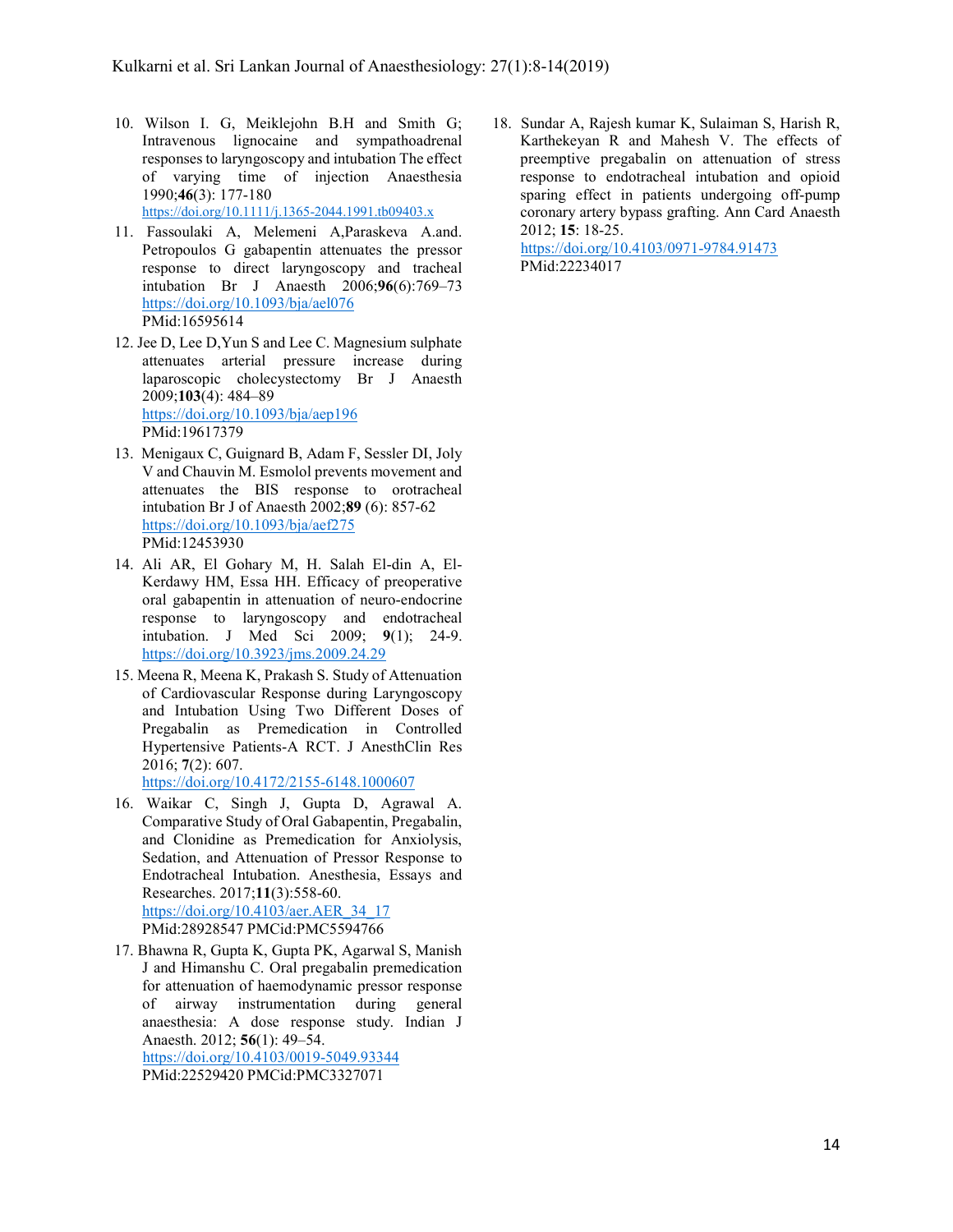10. Wilson I. G, Meiklejohn B.H and Smith G; Intravenous lignocaine and sympathoadrenal responses to laryngoscopy and intubation The effect of varying time of injection Anaesthesia 1990;**46**(3): 177-180 https://doi.org/10.1111/j.1365-2044.1991.tb09403.x

11. Fassoulaki A, Melemeni A,Paraskeva A.and. Petropoulos G gabapentin attenuates the pressor response to direct laryngoscopy and tracheal intubation Br J Anaesth 2006;**96**(6):769–73 https://doi.org/10.1093/bja/ael076 PMid:16595614

12. Jee D, Lee D,Yun S and Lee C. Magnesium sulphate attenuates arterial pressure increase during laparoscopic cholecystectomy Br J Anaesth 2009;**103**(4): 484–89 https://doi.org/10.1093/bja/aep196 PMid:19617379

13. Menigaux C, Guignard B, Adam F, Sessler DI, Joly V and Chauvin M. Esmolol prevents movement and attenuates the BIS response to orotracheal intubation Br J of Anaesth 2002;**89** (6): 857-62 https://doi.org/10.1093/bja/aef275 PMid:12453930

14. Ali AR, El Gohary M, H. Salah El-din A, El-Kerdawy HM, Essa HH. Efficacy of preoperative oral gabapentin in attenuation of neuro-endocrine response to laryngoscopy and endotracheal intubation. J Med Sci 2009; **9**(1); 24-9. https://doi.org/10.3923/jms.2009.24.29

15. Meena R, Meena K, Prakash S. Study of Attenuation of Cardiovascular Response during Laryngoscopy and Intubation Using Two Different Doses of Pregabalin as Premedication in Controlled Hypertensive Patients-A RCT. J AnesthClin Res 2016; **7**(2): 607. https://doi.org/10.4172/2155-6148.1000607

16. Waikar C, Singh J, Gupta D, Agrawal A. Comparative Study of Oral Gabapentin, Pregabalin, and Clonidine as Premedication for Anxiolysis, Sedation, and Attenuation of Pressor Response to Endotracheal Intubation. Anesthesia, Essays and Researches. 2017;**11**(3):558-60. https://doi.org/10.4103/aer.AER_34_17 PMid:28928547 PMCid:PMC5594766

17. Bhawna R, Gupta K, Gupta PK, Agarwal S, Manish J and Himanshu C. Oral pregabalin premedication for attenuation of haemodynamic pressor response of airway instrumentation during general anaesthesia: A dose response study. Indian J Anaesth. 2012; **56**(1): 49–54. https://doi.org/10.4103/0019-5049.93344 PMid:22529420 PMCid:PMC3327071

18. Sundar A, Rajesh kumar K, Sulaiman S, Harish R, Karthekeyan R and Mahesh V. The effects of preemptive pregabalin on attenuation of stress response to endotracheal intubation and opioid sparing effect in patients undergoing off-pump coronary artery bypass grafting. Ann Card Anaesth 2012; **15**: 18-25. https://doi.org/10.4103/0971-9784.91473 PMid:22234017